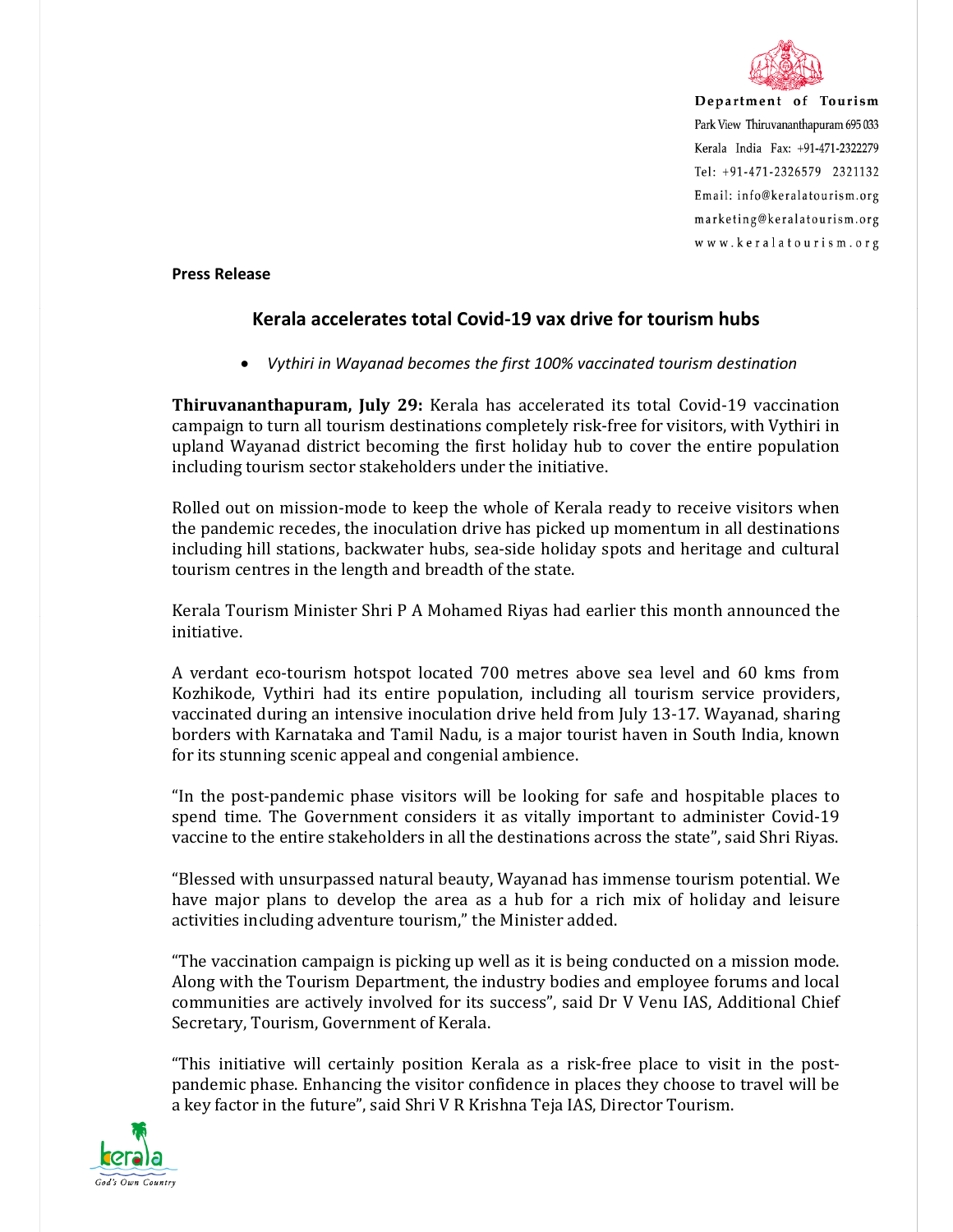Department of Tourism
Park View Thiruvananthapuram 695 033
Kerala India Fax: +91-471-2322279
Tel: +91-471-2326579 2321132
Email: info@keralatourism.org
marketing@keralatourism.org
www.keralatourism.org

**Press Release**

## Kerala accelerates total Covid-19 vax drive for tourism hubs

- *Vythiri in Wayanad becomes the first 100% vaccinated tourism destination*

**Thiruvananthapuram, July 29:** Kerala has accelerated its total Covid-19 vaccination campaign to turn all tourism destinations completely risk-free for visitors, with Vythiri in upland Wayanad district becoming the first holiday hub to cover the entire population including tourism sector stakeholders under the initiative.

Rolled out on mission-mode to keep the whole of Kerala ready to receive visitors when the pandemic recedes, the inoculation drive has picked up momentum in all destinations including hill stations, backwater hubs, sea-side holiday spots and heritage and cultural tourism centres in the length and breadth of the state.

Kerala Tourism Minister Shri P A Mohamed Riyas had earlier this month announced the initiative.

A verdant eco-tourism hotspot located 700 metres above sea level and 60 kms from Kozhikode, Vythiri had its entire population, including all tourism service providers, vaccinated during an intensive inoculation drive held from July 13-17. Wayanad, sharing borders with Karnataka and Tamil Nadu, is a major tourist haven in South India, known for its stunning scenic appeal and congenial ambience.

"In the post-pandemic phase visitors will be looking for safe and hospitable places to spend time. The Government considers it as vitally important to administer Covid-19 vaccine to the entire stakeholders in all the destinations across the state", said Shri Riyas.

"Blessed with unsurpassed natural beauty, Wayanad has immense tourism potential. We have major plans to develop the area as a hub for a rich mix of holiday and leisure activities including adventure tourism," the Minister added.

"The vaccination campaign is picking up well as it is being conducted on a mission mode. Along with the Tourism Department, the industry bodies and employee forums and local communities are actively involved for its success", said Dr V Venu IAS, Additional Chief Secretary, Tourism, Government of Kerala.

"This initiative will certainly position Kerala as a risk-free place to visit in the post-pandemic phase. Enhancing the visitor confidence in places they choose to travel will be a key factor in the future", said Shri V R Krishna Teja IAS, Director Tourism.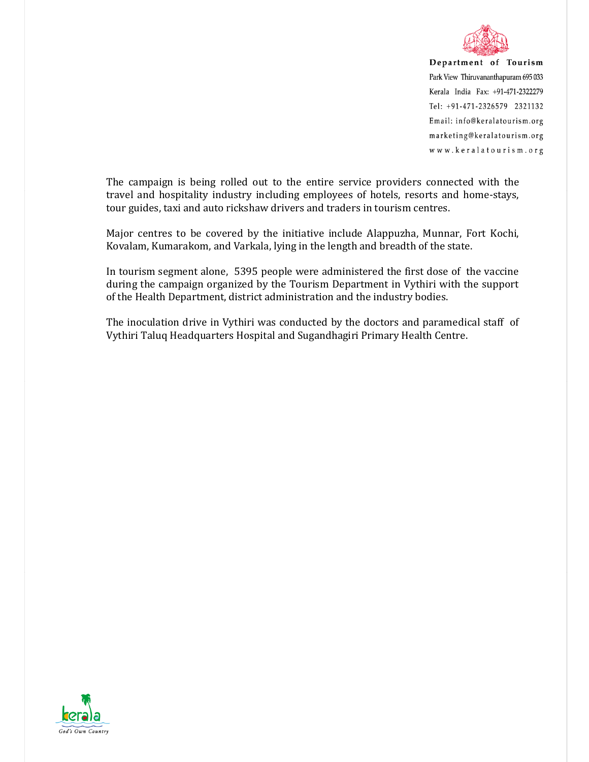The campaign is being rolled out to the entire service providers connected with the travel and hospitality industry including employees of hotels, resorts and home-stays, tour guides, taxi and auto rickshaw drivers and traders in tourism centres.

Major centres to be covered by the initiative include Alappuzha, Munnar, Fort Kochi, Kovalam, Kumarakom, and Varkala, lying in the length and breadth of the state.

In tourism segment alone, 5395 people were administered the first dose of the vaccine during the campaign organized by the Tourism Department in Vythiri with the support of the Health Department, district administration and the industry bodies.

The inoculation drive in Vythiri was conducted by the doctors and paramedical staff of Vythiri Taluq Headquarters Hospital and Sugandhagiri Primary Health Centre.